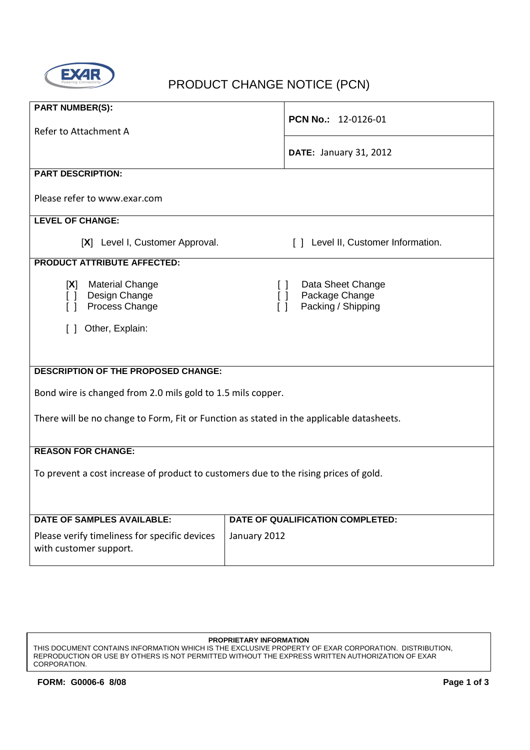# PRODUCT CHANGE NOTICE (PCN)

**PART NUMBER(S):**

Refer to Attachment A

**PCN No.:** 12-0126-01

**DATE:** January 31, 2012

**PART DESCRIPTION:**

Please refer to www.exar.com

**LEVEL OF CHANGE:**

[X] Level I, Customer Approval.      [ ] Level II, Customer Information.

**PRODUCT ATTRIBUTE AFFECTED:**

[X] Material Change
[ ] Design Change
[ ] Process Change

[ ] Data Sheet Change
[ ] Package Change
[ ] Packing / Shipping

[ ] Other, Explain:

**DESCRIPTION OF THE PROPOSED CHANGE:**

Bond wire is changed from 2.0 mils gold to 1.5 mils copper.

There will be no change to Form, Fit or Function as stated in the applicable datasheets.

**REASON FOR CHANGE:**

To prevent a cost increase of product to customers due to the rising prices of gold.

| DATE OF SAMPLES AVAILABLE: | DATE OF QUALIFICATION COMPLETED: |
|---|---|
| Please verify timeliness for specific devices with customer support. | January 2012 |

**PROPRIETARY INFORMATION**
THIS DOCUMENT CONTAINS INFORMATION WHICH IS THE EXCLUSIVE PROPERTY OF EXAR CORPORATION. DISTRIBUTION, REPRODUCTION OR USE BY OTHERS IS NOT PERMITTED WITHOUT THE EXPRESS WRITTEN AUTHORIZATION OF EXAR CORPORATION.

**FORM: G0006-6 8/08**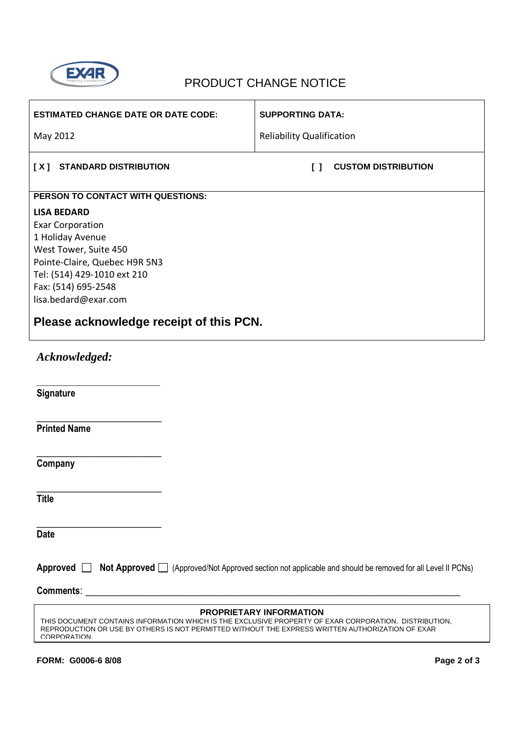# PRODUCT CHANGE NOTICE

| ESTIMATED CHANGE DATE OR DATE CODE: | SUPPORTING DATA: |
| --- | --- |
| May 2012 | Reliability Qualification |

**[ X ] STANDARD DISTRIBUTION** **[ ] CUSTOM DISTRIBUTION**

**PERSON TO CONTACT WITH QUESTIONS:**

**LISA BEDARD**
Exar Corporation
1 Holiday Avenue
West Tower, Suite 450
Pointe-Claire, Quebec H9R 5N3
Tel: (514) 429-1010 ext 210
Fax: (514) 695-2548
lisa.bedard@exar.com

**Please acknowledge receipt of this PCN.**

***Acknowledged:***

________________________
**Signature**

________________________
**Printed Name**

________________________
**Company**

________________________
**Title**

________________________
**Date**

**Approved** ☐ **Not Approved** ☐ (Approved/Not Approved section not applicable and should be removed for all Level II PCNs)

**Comments**: ________________________________________________________________________

**PROPRIETARY INFORMATION**
THIS DOCUMENT CONTAINS INFORMATION WHICH IS THE EXCLUSIVE PROPERTY OF EXAR CORPORATION. DISTRIBUTION, REPRODUCTION OR USE BY OTHERS IS NOT PERMITTED WITHOUT THE EXPRESS WRITTEN AUTHORIZATION OF EXAR CORPORATION.

**FORM: G0006-6 8/08**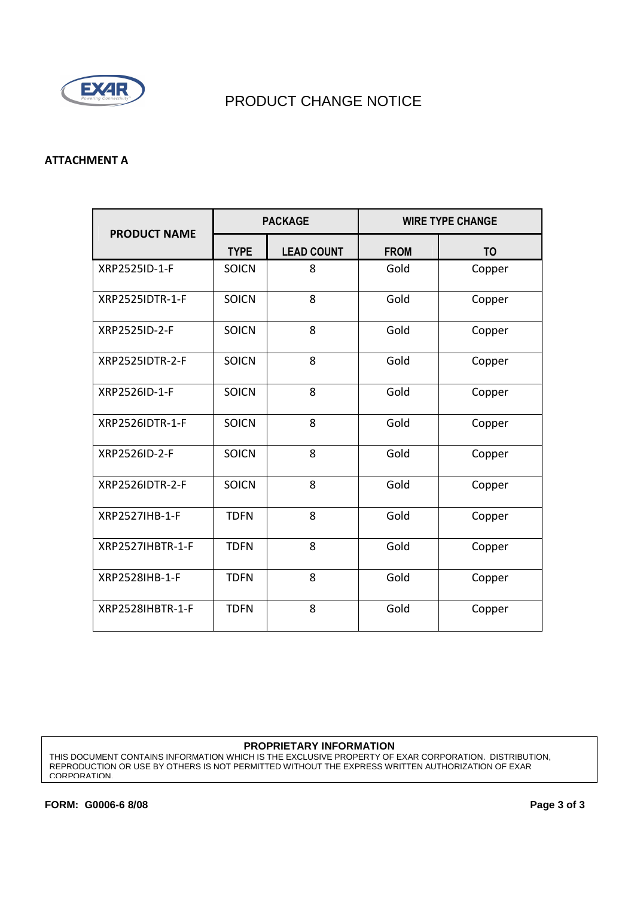# PRODUCT CHANGE NOTICE

**ATTACHMENT A**

| PRODUCT NAME | PACKAGE | | WIRE TYPE CHANGE | |
|---|---|---|---|---|
| | TYPE | LEAD COUNT | FROM | TO |
| XRP2525ID-1-F | SOICN | 8 | Gold | Copper |
| XRP2525IDTR-1-F | SOICN | 8 | Gold | Copper |
| XRP2525ID-2-F | SOICN | 8 | Gold | Copper |
| XRP2525IDTR-2-F | SOICN | 8 | Gold | Copper |
| XRP2526ID-1-F | SOICN | 8 | Gold | Copper |
| XRP2526IDTR-1-F | SOICN | 8 | Gold | Copper |
| XRP2526ID-2-F | SOICN | 8 | Gold | Copper |
| XRP2526IDTR-2-F | SOICN | 8 | Gold | Copper |
| XRP2527IHB-1-F | TDFN | 8 | Gold | Copper |
| XRP2527IHBTR-1-F | TDFN | 8 | Gold | Copper |
| XRP2528IHB-1-F | TDFN | 8 | Gold | Copper |
| XRP2528IHBTR-1-F | TDFN | 8 | Gold | Copper |

**PROPRIETARY INFORMATION**

THIS DOCUMENT CONTAINS INFORMATION WHICH IS THE EXCLUSIVE PROPERTY OF EXAR CORPORATION. DISTRIBUTION, REPRODUCTION OR USE BY OTHERS IS NOT PERMITTED WITHOUT THE EXPRESS WRITTEN AUTHORIZATION OF EXAR CORPORATION.

**FORM: G0006-6 8/08**